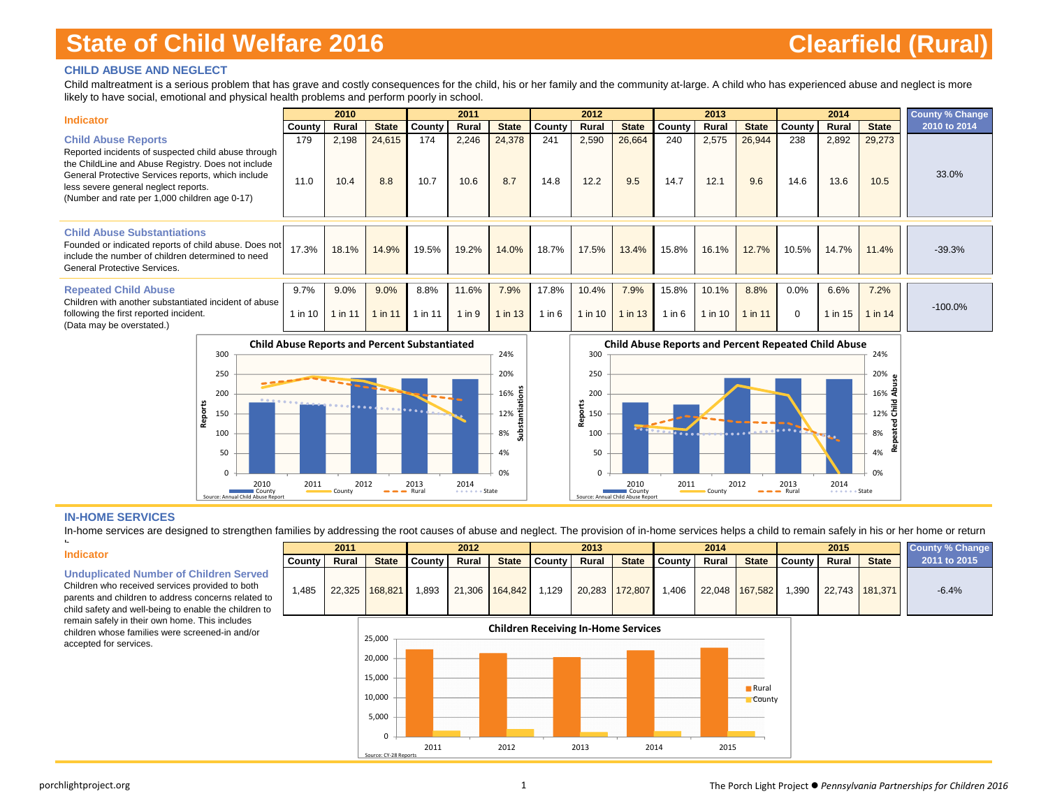# State of Child Welfare 2016 — Clearfield (Rural)

## CHILD ABUSE AND NEGLECT

Child maltreatment is a serious problem that has grave and costly consequences for the child, his or her family and the community at-large. A child who has experienced abuse and neglect is more likely to have social, emotional and physical health problems and perform poorly in school.

| Indicator | 2010 | | | 2011 | | | 2012 | | | 2013 | | | 2014 | | | County % Change 2010 to 2014 |
|---|---|---|---|---|---|---|---|---|---|---|---|---|---|---|---|---|
| | County | Rural | State | County | Rural | State | County | Rural | State | County | Rural | State | County | Rural | State | |
| **Child Abuse Reports** Reported incidents of suspected child abuse through the ChildLine and Abuse Registry. Does not include General Protective Services reports, which include less severe general neglect reports. (Number and rate per 1,000 children age 0-17) | 179 | 2,198 | 24,615 | 174 | 2,246 | 24,378 | 241 | 2,590 | 26,664 | 240 | 2,575 | 26,944 | 238 | 2,892 | 29,273 | 33.0% |
| | 11.0 | 10.4 | 8.8 | 10.7 | 10.6 | 8.7 | 14.8 | 12.2 | 9.5 | 14.7 | 12.1 | 9.6 | 14.6 | 13.6 | 10.5 | |
| **Child Abuse Substantiations** Founded or indicated reports of child abuse. Does not include the number of children determined to need General Protective Services. | 17.3% | 18.1% | 14.9% | 19.5% | 19.2% | 14.0% | 18.7% | 17.5% | 13.4% | 15.8% | 16.1% | 12.7% | 10.5% | 14.7% | 11.4% | -39.3% |
| **Repeated Child Abuse** Children with another substantiated incident of abuse following the first reported incident. (Data may be overstated.) | 9.7% | 9.0% | 9.0% | 8.8% | 11.6% | 7.9% | 17.8% | 10.4% | 7.9% | 15.8% | 10.1% | 8.8% | 0.0% | 6.6% | 7.2% | -100.0% |
| | 1 in 10 | 1 in 11 | 1 in 11 | 1 in 11 | 1 in 9 | 1 in 13 | 1 in 6 | 1 in 10 | 1 in 13 | 1 in 6 | 1 in 10 | 1 in 11 | 0 | 1 in 15 | 1 in 14 | |

**Child Abuse Reports and Percent Substantiated**

Source: Annual Child Abuse Report

**Child Abuse Reports and Percent Repeated Child Abuse**

Source: Annual Child Abuse Report

## IN-HOME SERVICES

In-home services are designed to strengthen families by addressing the root causes of abuse and neglect. The provision of in-home services helps a child to remain safely in his or her home or return h

| Indicator | 2011 | | | 2012 | | | 2013 | | | 2014 | | | 2015 | | | County % Change 2011 to 2015 |
|---|---|---|---|---|---|---|---|---|---|---|---|---|---|---|---|---|
| | County | Rural | State | County | Rural | State | County | Rural | State | County | Rural | State | County | Rural | State | |
| **Unduplicated Number of Children Served** Children who received services provided to both parents and children to address concerns related to child safety and well-being to enable the children to remain safely in their own home. This includes children whose families were screened-in and/or accepted for services. | 1,485 | 22,325 | 168,821 | 1,893 | 21,306 | 164,842 | 1,129 | 20,283 | 172,807 | 1,406 | 22,048 | 167,582 | 1,390 | 22,743 | 181,371 | -6.4% |

**Children Receiving In-Home Services**

Source: CY-28 Reports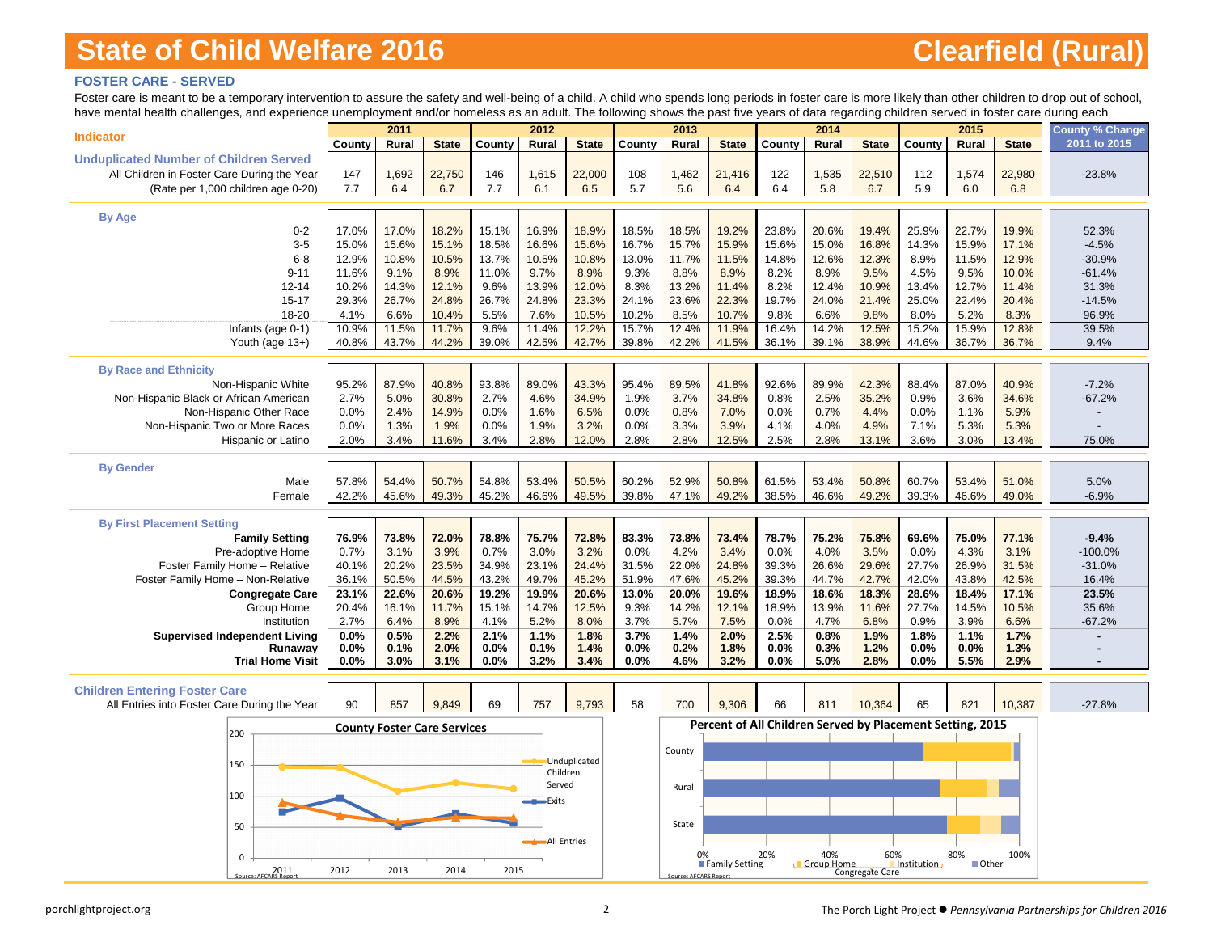# State of Child Welfare 2016

# Clearfield (Rural)

## FOSTER CARE - SERVED

Foster care is meant to be a temporary intervention to assure the safety and well-being of a child. A child who spends long periods in foster care is more likely than other children to drop out of school, have mental health challenges, and experience unemployment and/or homeless as an adult. The following shows the past five years of data regarding children served in foster care during each

| Indicator | 2011 | | | 2012 | | | 2013 | | | 2014 | | | 2015 | | | County % Change 2011 to 2015 |
|---|---|---|---|---|---|---|---|---|---|---|---|---|---|---|---|---|
| | County | Rural | State | County | Rural | State | County | Rural | State | County | Rural | State | County | Rural | State | |
| **Unduplicated Number of Children Served** | | | | | | | | | | | | | | | | |
| All Children in Foster Care During the Year | 147 | 1,692 | 22,750 | 146 | 1,615 | 22,000 | 108 | 1,462 | 21,416 | 122 | 1,535 | 22,510 | 112 | 1,574 | 22,980 | -23.8% |
| (Rate per 1,000 children age 0-20) | 7.7 | 6.4 | 6.7 | 7.7 | 6.1 | 6.5 | 5.7 | 5.6 | 6.4 | 6.4 | 5.8 | 6.7 | 5.9 | 6.0 | 6.8 | |
| **By Age** | | | | | | | | | | | | | | | | |
| 0-2 | 17.0% | 17.0% | 18.2% | 15.1% | 16.9% | 18.9% | 18.5% | 18.5% | 19.2% | 23.8% | 20.6% | 19.4% | 25.9% | 22.7% | 19.9% | 52.3% |
| 3-5 | 15.0% | 15.6% | 15.1% | 18.5% | 16.6% | 15.6% | 16.7% | 15.7% | 15.9% | 15.6% | 15.0% | 16.8% | 14.3% | 15.9% | 17.1% | -4.5% |
| 6-8 | 12.9% | 10.8% | 10.5% | 13.7% | 10.5% | 10.8% | 13.0% | 11.7% | 11.5% | 14.8% | 12.6% | 12.3% | 8.9% | 11.5% | 12.9% | -30.9% |
| 9-11 | 11.6% | 9.1% | 8.9% | 11.0% | 9.7% | 8.9% | 9.3% | 8.8% | 8.9% | 8.2% | 8.9% | 9.5% | 4.5% | 9.5% | 10.0% | -61.4% |
| 12-14 | 10.2% | 14.3% | 12.1% | 9.6% | 13.9% | 12.0% | 8.3% | 13.2% | 11.4% | 8.2% | 12.4% | 10.9% | 13.4% | 12.7% | 11.4% | 31.3% |
| 15-17 | 29.3% | 26.7% | 24.8% | 26.7% | 24.8% | 23.3% | 24.1% | 23.6% | 22.3% | 19.7% | 24.0% | 21.4% | 25.0% | 22.4% | 20.4% | -14.5% |
| 18-20 | 4.1% | 6.6% | 10.4% | 5.5% | 7.6% | 10.5% | 10.2% | 8.5% | 10.7% | 9.8% | 6.6% | 9.8% | 8.0% | 5.2% | 8.3% | 96.9% |
| Infants (age 0-1) | 10.9% | 11.5% | 11.7% | 9.6% | 11.4% | 12.2% | 15.7% | 12.4% | 11.9% | 16.4% | 14.2% | 12.5% | 15.2% | 15.9% | 12.8% | 39.5% |
| Youth (age 13+) | 40.8% | 43.7% | 44.2% | 39.0% | 42.5% | 42.7% | 39.8% | 42.2% | 41.5% | 36.1% | 39.1% | 38.9% | 44.6% | 36.7% | 36.7% | 9.4% |
| **By Race and Ethnicity** | | | | | | | | | | | | | | | | |
| Non-Hispanic White | 95.2% | 87.9% | 40.8% | 93.8% | 89.0% | 43.3% | 95.4% | 89.5% | 41.8% | 92.6% | 89.9% | 42.3% | 88.4% | 87.0% | 40.9% | -7.2% |
| Non-Hispanic Black or African American | 2.7% | 5.0% | 30.8% | 2.7% | 4.6% | 34.9% | 1.9% | 3.7% | 34.8% | 0.8% | 2.5% | 35.2% | 0.9% | 3.6% | 34.6% | -67.2% |
| Non-Hispanic Other Race | 0.0% | 2.4% | 14.9% | 0.0% | 1.6% | 6.5% | 0.0% | 0.8% | 7.0% | 0.0% | 0.7% | 4.4% | 0.0% | 1.1% | 5.9% | - |
| Non-Hispanic Two or More Races | 0.0% | 1.3% | 1.9% | 0.0% | 1.9% | 3.2% | 0.0% | 3.3% | 3.9% | 4.1% | 4.0% | 4.9% | 7.1% | 5.3% | 5.3% | - |
| Hispanic or Latino | 2.0% | 3.4% | 11.6% | 3.4% | 2.8% | 12.0% | 2.8% | 2.8% | 12.5% | 2.5% | 2.8% | 13.1% | 3.6% | 3.0% | 13.4% | 75.0% |
| **By Gender** | | | | | | | | | | | | | | | | |
| Male | 57.8% | 54.4% | 50.7% | 54.8% | 53.4% | 50.5% | 60.2% | 52.9% | 50.8% | 61.5% | 53.4% | 50.8% | 60.7% | 53.4% | 51.0% | 5.0% |
| Female | 42.2% | 45.6% | 49.3% | 45.2% | 46.6% | 49.5% | 39.8% | 47.1% | 49.2% | 38.5% | 46.6% | 49.2% | 39.3% | 46.6% | 49.0% | -6.9% |
| **By First Placement Setting** | | | | | | | | | | | | | | | | |
| **Family Setting** | **76.9%** | **73.8%** | **72.0%** | **78.8%** | **75.7%** | **72.8%** | **83.3%** | **73.8%** | **73.4%** | **78.7%** | **75.2%** | **75.8%** | **69.6%** | **75.0%** | **77.1%** | **-9.4%** |
| Pre-adoptive Home | 0.7% | 3.1% | 3.9% | 0.7% | 3.0% | 3.2% | 0.0% | 4.2% | 3.4% | 0.0% | 4.0% | 3.5% | 0.0% | 4.3% | 3.1% | -100.0% |
| Foster Family Home – Relative | 40.1% | 20.2% | 23.5% | 34.9% | 23.1% | 24.4% | 31.5% | 22.0% | 24.8% | 39.3% | 26.6% | 29.6% | 27.7% | 26.9% | 31.5% | -31.0% |
| Foster Family Home – Non-Relative | 36.1% | 50.5% | 44.5% | 43.2% | 49.7% | 45.2% | 51.9% | 47.6% | 45.2% | 39.3% | 44.7% | 42.7% | 42.0% | 43.8% | 42.5% | 16.4% |
| **Congregate Care** | **23.1%** | **22.6%** | **20.6%** | **19.2%** | **19.9%** | **20.6%** | **13.0%** | **20.0%** | **19.6%** | **18.9%** | **18.6%** | **18.3%** | **28.6%** | **18.4%** | **17.1%** | **23.5%** |
| Group Home | 20.4% | 16.1% | 11.7% | 15.1% | 14.7% | 12.5% | 9.3% | 14.2% | 12.1% | 18.9% | 13.9% | 11.6% | 27.7% | 14.5% | 10.5% | 35.6% |
| Institution | 2.7% | 6.4% | 8.9% | 4.1% | 5.2% | 8.0% | 3.7% | 5.7% | 7.5% | 0.0% | 4.7% | 6.8% | 0.9% | 3.9% | 6.6% | -67.2% |
| **Supervised Independent Living** | **0.0%** | **0.5%** | **2.2%** | **2.1%** | **1.1%** | **1.8%** | **3.7%** | **1.4%** | **2.0%** | **2.5%** | **0.8%** | **1.9%** | **1.8%** | **1.1%** | **1.7%** | **-** |
| **Runaway** | **0.0%** | **0.1%** | **2.0%** | **0.0%** | **0.1%** | **1.4%** | **0.0%** | **0.2%** | **1.8%** | **0.0%** | **0.3%** | **1.2%** | **0.0%** | **0.0%** | **1.3%** | **-** |
| **Trial Home Visit** | **0.0%** | **3.0%** | **3.1%** | **0.0%** | **3.2%** | **3.4%** | **0.0%** | **4.6%** | **3.2%** | **0.0%** | **5.0%** | **2.8%** | **0.0%** | **5.5%** | **2.9%** | **-** |
| **Children Entering Foster Care** | | | | | | | | | | | | | | | | |
| All Entries into Foster Care During the Year | 90 | 857 | 9,849 | 69 | 757 | 9,793 | 58 | 700 | 9,306 | 66 | 811 | 10,364 | 65 | 821 | 10,387 | -27.8% |

**County Foster Care Services**

Legend: Unduplicated Children Served; Exits; All Entries

Source: AFCARS Report

**Percent of All Children Served by Placement Setting, 2015**

Legend: Family Setting; Group Home; Institution (Congregate Care); Other

Source: AFCARS Report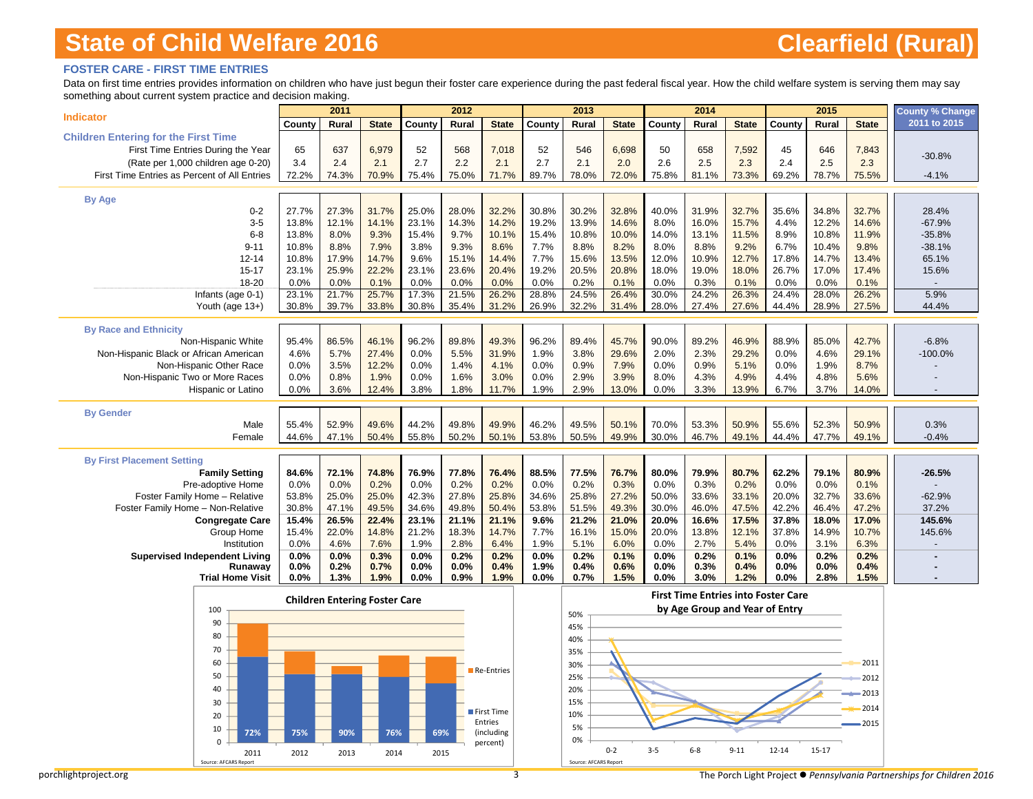# State of Child Welfare 2016 — Clearfield (Rural)

## FOSTER CARE - FIRST TIME ENTRIES

Data on first time entries provides information on children who have just begun their foster care experience during the past federal fiscal year. How the child welfare system is serving them may say something about current system practice and decision making.

| Indicator | 2011 | | | 2012 | | | 2013 | | | 2014 | | | 2015 | | | County % Change 2011 to 2015 |
|---|---|---|---|---|---|---|---|---|---|---|---|---|---|---|---|---|
| | County | Rural | State | County | Rural | State | County | Rural | State | County | Rural | State | County | Rural | State | |
| **Children Entering for the First Time** | | | | | | | | | | | | | | | | |
| First Time Entries During the Year | 65 | 637 | 6,979 | 52 | 568 | 7,018 | 52 | 546 | 6,698 | 50 | 658 | 7,592 | 45 | 646 | 7,843 | -30.8% |
| (Rate per 1,000 children age 0-20) | 3.4 | 2.4 | 2.1 | 2.7 | 2.2 | 2.1 | 2.7 | 2.1 | 2.0 | 2.6 | 2.5 | 2.3 | 2.4 | 2.5 | 2.3 | |
| First Time Entries as Percent of All Entries | 72.2% | 74.3% | 70.9% | 75.4% | 75.0% | 71.7% | 89.7% | 78.0% | 72.0% | 75.8% | 81.1% | 73.3% | 69.2% | 78.7% | 75.5% | -4.1% |
| **By Age** | | | | | | | | | | | | | | | | |
| 0-2 | 27.7% | 27.3% | 31.7% | 25.0% | 28.0% | 32.2% | 30.8% | 30.2% | 32.8% | 40.0% | 31.9% | 32.7% | 35.6% | 34.8% | 32.7% | 28.4% |
| 3-5 | 13.8% | 12.1% | 14.1% | 23.1% | 14.3% | 14.2% | 19.2% | 13.9% | 14.6% | 8.0% | 16.0% | 15.7% | 4.4% | 12.2% | 14.6% | -67.9% |
| 6-8 | 13.8% | 8.0% | 9.3% | 15.4% | 9.7% | 10.1% | 15.4% | 10.8% | 10.0% | 14.0% | 13.1% | 11.5% | 8.9% | 10.8% | 11.9% | -35.8% |
| 9-11 | 10.8% | 8.8% | 7.9% | 3.8% | 9.3% | 8.6% | 7.7% | 8.8% | 8.2% | 8.0% | 8.8% | 9.2% | 6.7% | 10.4% | 9.8% | -38.1% |
| 12-14 | 10.8% | 17.9% | 14.7% | 9.6% | 15.1% | 14.4% | 7.7% | 15.6% | 13.5% | 12.0% | 10.9% | 12.7% | 17.8% | 14.7% | 13.4% | 65.1% |
| 15-17 | 23.1% | 25.9% | 22.2% | 23.1% | 23.6% | 20.4% | 19.2% | 20.5% | 20.8% | 18.0% | 19.0% | 18.0% | 26.7% | 17.0% | 17.4% | 15.6% |
| 18-20 | 0.0% | 0.0% | 0.1% | 0.0% | 0.0% | 0.0% | 0.0% | 0.2% | 0.1% | 0.0% | 0.3% | 0.1% | 0.0% | 0.0% | 0.1% | - |
| Infants (age 0-1) | 23.1% | 21.7% | 25.7% | 17.3% | 21.5% | 26.2% | 28.8% | 24.5% | 26.4% | 30.0% | 24.2% | 26.3% | 24.4% | 28.0% | 26.2% | 5.9% |
| Youth (age 13+) | 30.8% | 39.7% | 33.8% | 30.8% | 35.4% | 31.2% | 26.9% | 32.2% | 31.4% | 28.0% | 27.4% | 27.6% | 44.4% | 28.9% | 27.5% | 44.4% |
| **By Race and Ethnicity** | | | | | | | | | | | | | | | | |
| Non-Hispanic White | 95.4% | 86.5% | 46.1% | 96.2% | 89.8% | 49.3% | 96.2% | 89.4% | 45.7% | 90.0% | 89.2% | 46.9% | 88.9% | 85.0% | 42.7% | -6.8% |
| Non-Hispanic Black or African American | 4.6% | 5.7% | 27.4% | 0.0% | 5.5% | 31.9% | 1.9% | 3.8% | 29.6% | 2.0% | 2.3% | 29.2% | 0.0% | 4.6% | 29.1% | -100.0% |
| Non-Hispanic Other Race | 0.0% | 3.5% | 12.2% | 0.0% | 1.4% | 4.1% | 0.0% | 0.9% | 7.9% | 0.0% | 0.9% | 5.1% | 0.0% | 1.9% | 8.7% | - |
| Non-Hispanic Two or More Races | 0.0% | 0.8% | 1.9% | 0.0% | 1.6% | 3.0% | 0.0% | 2.9% | 3.9% | 8.0% | 4.3% | 4.9% | 4.4% | 4.8% | 5.6% | - |
| Hispanic or Latino | 0.0% | 3.6% | 12.4% | 3.8% | 1.8% | 11.7% | 1.9% | 2.9% | 13.0% | 0.0% | 3.3% | 13.9% | 6.7% | 3.7% | 14.0% | - |
| **By Gender** | | | | | | | | | | | | | | | | |
| Male | 55.4% | 52.9% | 49.6% | 44.2% | 49.8% | 49.9% | 46.2% | 49.5% | 50.1% | 70.0% | 53.3% | 50.9% | 55.6% | 52.3% | 50.9% | 0.3% |
| Female | 44.6% | 47.1% | 50.4% | 55.8% | 50.2% | 50.1% | 53.8% | 50.5% | 49.9% | 30.0% | 46.7% | 49.1% | 44.4% | 47.7% | 49.1% | -0.4% |
| **By First Placement Setting** | | | | | | | | | | | | | | | | |
| **Family Setting** | **84.6%** | **72.1%** | **74.8%** | **76.9%** | **77.8%** | **76.4%** | **88.5%** | **77.5%** | **76.7%** | **80.0%** | **79.9%** | **80.7%** | **62.2%** | **79.1%** | **80.9%** | **-26.5%** |
| Pre-adoptive Home | 0.0% | 0.0% | 0.2% | 0.0% | 0.2% | 0.2% | 0.0% | 0.2% | 0.3% | 0.0% | 0.3% | 0.2% | 0.0% | 0.0% | 0.1% | - |
| Foster Family Home – Relative | 53.8% | 25.0% | 25.0% | 42.3% | 27.8% | 25.8% | 34.6% | 25.8% | 27.2% | 50.0% | 33.6% | 33.1% | 20.0% | 32.7% | 33.6% | -62.9% |
| Foster Family Home – Non-Relative | 30.8% | 47.1% | 49.5% | 34.6% | 49.8% | 50.4% | 53.8% | 51.5% | 49.3% | 30.0% | 46.0% | 47.5% | 42.2% | 46.4% | 47.2% | 37.2% |
| **Congregate Care** | **15.4%** | **26.5%** | **22.4%** | **23.1%** | **21.1%** | **21.1%** | **9.6%** | **21.2%** | **21.0%** | **20.0%** | **16.6%** | **17.5%** | **37.8%** | **18.0%** | **17.0%** | **145.6%** |
| Group Home | 15.4% | 22.0% | 14.8% | 21.2% | 18.3% | 14.7% | 7.7% | 16.1% | 15.0% | 20.0% | 13.8% | 12.1% | 37.8% | 14.9% | 10.7% | 145.6% |
| Institution | 0.0% | 4.6% | 7.6% | 1.9% | 2.8% | 6.4% | 1.9% | 5.1% | 6.0% | 0.0% | 2.7% | 5.4% | 0.0% | 3.1% | 6.3% | - |
| **Supervised Independent Living** | **0.0%** | **0.0%** | **0.3%** | **0.0%** | **0.2%** | **0.2%** | **0.0%** | **0.2%** | **0.1%** | **0.0%** | **0.2%** | **0.1%** | **0.0%** | **0.2%** | **0.2%** | **-** |
| **Runaway** | **0.0%** | **0.2%** | **0.7%** | **0.0%** | **0.0%** | **0.4%** | **1.9%** | **0.4%** | **0.6%** | **0.0%** | **0.3%** | **0.4%** | **0.0%** | **0.0%** | **0.4%** | **-** |
| **Trial Home Visit** | **0.0%** | **1.3%** | **1.9%** | **0.0%** | **0.9%** | **1.9%** | **0.0%** | **0.7%** | **1.5%** | **0.0%** | **3.0%** | **1.2%** | **0.0%** | **2.8%** | **1.5%** | **-** |

**Children Entering Foster Care**

Legend: Re-Entries; First Time Entries (including percent)

| Year | 2011 | 2012 | 2013 | 2014 | 2015 |
|---|---|---|---|---|---|
| First Time Entries (percent) | 72% | 75% | 90% | 76% | 69% |

Source: AFCARS Report

**First Time Entries into Foster Care by Age Group and Year of Entry**

Source: AFCARS Report

porchlightproject.org

The Porch Light Project ● *Pennsylvania Partnerships for Children 2016*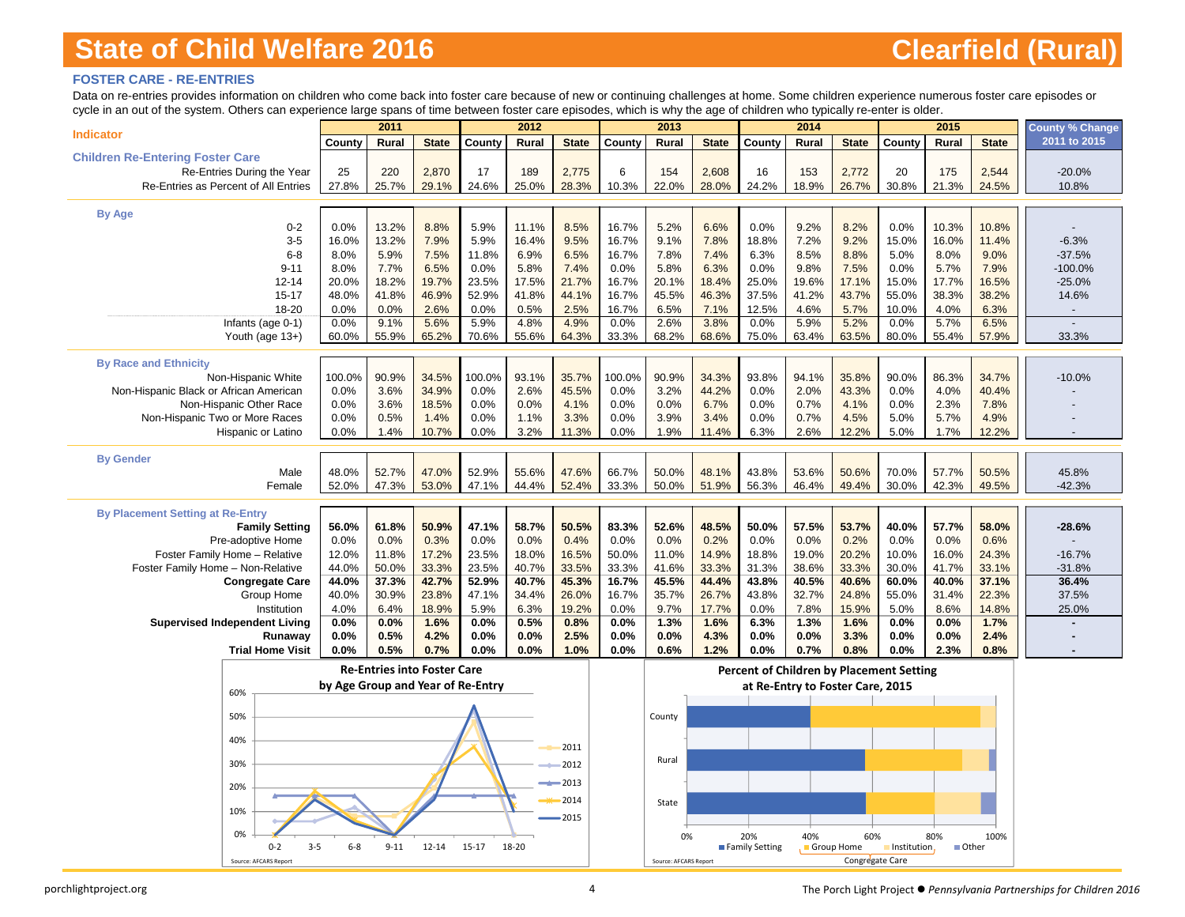# State of Child Welfare 2016 — Clearfield (Rural)

## FOSTER CARE - RE-ENTRIES

Data on re-entries provides information on children who come back into foster care because of new or continuing challenges at home. Some children experience numerous foster care episodes or cycle in an out of the system. Others can experience large spans of time between foster care episodes, which is why the age of children who typically re-enter is older.

| Indicator | 2011 | | | 2012 | | | 2013 | | | 2014 | | | 2015 | | | County % Change 2011 to 2015 |
|---|---|---|---|---|---|---|---|---|---|---|---|---|---|---|---|---|
| | County | Rural | State | County | Rural | State | County | Rural | State | County | Rural | State | County | Rural | State | |
| **Children Re-Entering Foster Care** | | | | | | | | | | | | | | | | |
| Re-Entries During the Year | 25 | 220 | 2,870 | 17 | 189 | 2,775 | 6 | 154 | 2,608 | 16 | 153 | 2,772 | 20 | 175 | 2,544 | -20.0% |
| Re-Entries as Percent of All Entries | 27.8% | 25.7% | 29.1% | 24.6% | 25.0% | 28.3% | 10.3% | 22.0% | 28.0% | 24.2% | 18.9% | 26.7% | 30.8% | 21.3% | 24.5% | 10.8% |
| **By Age** | | | | | | | | | | | | | | | | |
| 0-2 | 0.0% | 13.2% | 8.8% | 5.9% | 11.1% | 8.5% | 16.7% | 5.2% | 6.6% | 0.0% | 9.2% | 8.2% | 0.0% | 10.3% | 10.8% | - |
| 3-5 | 16.0% | 13.2% | 7.9% | 5.9% | 16.4% | 9.5% | 16.7% | 9.1% | 7.8% | 18.8% | 7.2% | 9.2% | 15.0% | 16.0% | 11.4% | -6.3% |
| 6-8 | 8.0% | 5.9% | 7.5% | 11.8% | 6.9% | 6.5% | 16.7% | 7.8% | 7.4% | 6.3% | 8.5% | 8.8% | 5.0% | 8.0% | 9.0% | -37.5% |
| 9-11 | 8.0% | 7.7% | 6.5% | 0.0% | 5.8% | 7.4% | 0.0% | 5.8% | 6.3% | 0.0% | 9.8% | 7.5% | 0.0% | 5.7% | 7.9% | -100.0% |
| 12-14 | 20.0% | 18.2% | 19.7% | 23.5% | 17.5% | 21.7% | 16.7% | 20.1% | 18.4% | 25.0% | 19.6% | 17.1% | 15.0% | 17.7% | 16.5% | -25.0% |
| 15-17 | 48.0% | 41.8% | 46.9% | 52.9% | 41.8% | 44.1% | 16.7% | 45.5% | 46.3% | 37.5% | 41.2% | 43.7% | 55.0% | 38.3% | 38.2% | 14.6% |
| 18-20 | 0.0% | 0.0% | 2.6% | 0.0% | 0.5% | 2.5% | 16.7% | 6.5% | 7.1% | 12.5% | 4.6% | 5.7% | 10.0% | 4.0% | 6.3% | - |
| Infants (age 0-1) | 0.0% | 9.1% | 5.6% | 5.9% | 4.8% | 4.9% | 0.0% | 2.6% | 3.8% | 0.0% | 5.9% | 5.2% | 0.0% | 5.7% | 6.5% | - |
| Youth (age 13+) | 60.0% | 55.9% | 65.2% | 70.6% | 55.6% | 64.3% | 33.3% | 68.2% | 68.6% | 75.0% | 63.4% | 63.5% | 80.0% | 55.4% | 57.9% | 33.3% |
| **By Race and Ethnicity** | | | | | | | | | | | | | | | | |
| Non-Hispanic White | 100.0% | 90.9% | 34.5% | 100.0% | 93.1% | 35.7% | 100.0% | 90.9% | 34.3% | 93.8% | 94.1% | 35.8% | 90.0% | 86.3% | 34.7% | -10.0% |
| Non-Hispanic Black or African American | 0.0% | 3.6% | 34.9% | 0.0% | 2.6% | 45.5% | 0.0% | 3.2% | 44.2% | 0.0% | 2.0% | 43.3% | 0.0% | 4.0% | 40.4% | - |
| Non-Hispanic Other Race | 0.0% | 3.6% | 18.5% | 0.0% | 0.0% | 4.1% | 0.0% | 0.0% | 6.7% | 0.0% | 0.7% | 4.1% | 0.0% | 2.3% | 7.8% | - |
| Non-Hispanic Two or More Races | 0.0% | 0.5% | 1.4% | 0.0% | 1.1% | 3.3% | 0.0% | 3.9% | 3.4% | 0.0% | 0.7% | 4.5% | 5.0% | 5.7% | 4.9% | - |
| Hispanic or Latino | 0.0% | 1.4% | 10.7% | 0.0% | 3.2% | 11.3% | 0.0% | 1.9% | 11.4% | 6.3% | 2.6% | 12.2% | 5.0% | 1.7% | 12.2% | - |
| **By Gender** | | | | | | | | | | | | | | | | |
| Male | 48.0% | 52.7% | 47.0% | 52.9% | 55.6% | 47.6% | 66.7% | 50.0% | 48.1% | 43.8% | 53.6% | 50.6% | 70.0% | 57.7% | 50.5% | 45.8% |
| Female | 52.0% | 47.3% | 53.0% | 47.1% | 44.4% | 52.4% | 33.3% | 50.0% | 51.9% | 56.3% | 46.4% | 49.4% | 30.0% | 42.3% | 49.5% | -42.3% |
| **By Placement Setting at Re-Entry** | | | | | | | | | | | | | | | | |
| **Family Setting** | **56.0%** | **61.8%** | **50.9%** | **47.1%** | **58.7%** | **50.5%** | **83.3%** | **52.6%** | **48.5%** | **50.0%** | **57.5%** | **53.7%** | **40.0%** | **57.7%** | **58.0%** | **-28.6%** |
| Pre-adoptive Home | 0.0% | 0.0% | 0.3% | 0.0% | 0.0% | 0.4% | 0.0% | 0.0% | 0.2% | 0.0% | 0.0% | 0.2% | 0.0% | 0.0% | 0.6% | - |
| Foster Family Home – Relative | 12.0% | 11.8% | 17.2% | 23.5% | 18.0% | 16.5% | 50.0% | 11.0% | 14.9% | 18.8% | 19.0% | 20.2% | 10.0% | 16.0% | 24.3% | -16.7% |
| Foster Family Home – Non-Relative | 44.0% | 50.0% | 33.3% | 23.5% | 40.7% | 33.5% | 33.3% | 41.6% | 33.3% | 31.3% | 38.6% | 33.3% | 30.0% | 41.7% | 33.1% | -31.8% |
| **Congregate Care** | **44.0%** | **37.3%** | **42.7%** | **52.9%** | **40.7%** | **45.3%** | **16.7%** | **45.5%** | **44.4%** | **43.8%** | **40.5%** | **40.6%** | **60.0%** | **40.0%** | **37.1%** | **36.4%** |
| Group Home | 40.0% | 30.9% | 23.8% | 47.1% | 34.4% | 26.0% | 16.7% | 35.7% | 26.7% | 43.8% | 32.7% | 24.8% | 55.0% | 31.4% | 22.3% | 37.5% |
| Institution | 4.0% | 6.4% | 18.9% | 5.9% | 6.3% | 19.2% | 0.0% | 9.7% | 17.7% | 0.0% | 7.8% | 15.9% | 5.0% | 8.6% | 14.8% | 25.0% |
| **Supervised Independent Living** | **0.0%** | **0.0%** | **1.6%** | **0.0%** | **0.5%** | **0.8%** | **0.0%** | **1.3%** | **1.6%** | **6.3%** | **1.3%** | **1.6%** | **0.0%** | **0.0%** | **1.7%** | **-** |
| **Runaway** | **0.0%** | **0.5%** | **4.2%** | **0.0%** | **0.0%** | **2.5%** | **0.0%** | **0.0%** | **4.3%** | **0.0%** | **0.0%** | **3.3%** | **0.0%** | **0.0%** | **2.4%** | **-** |
| **Trial Home Visit** | **0.0%** | **0.5%** | **0.7%** | **0.0%** | **0.0%** | **1.0%** | **0.0%** | **0.6%** | **1.2%** | **0.0%** | **0.7%** | **0.8%** | **0.0%** | **2.3%** | **0.8%** | **-** |

**Re-Entries into Foster Care by Age Group and Year of Re-Entry**

Source: AFCARS Report

**Percent of Children by Placement Setting at Re-Entry to Foster Care, 2015**

Source: AFCARS Report

porchlightproject.org — The Porch Light Project ● *Pennsylvania Partnerships for Children 2016*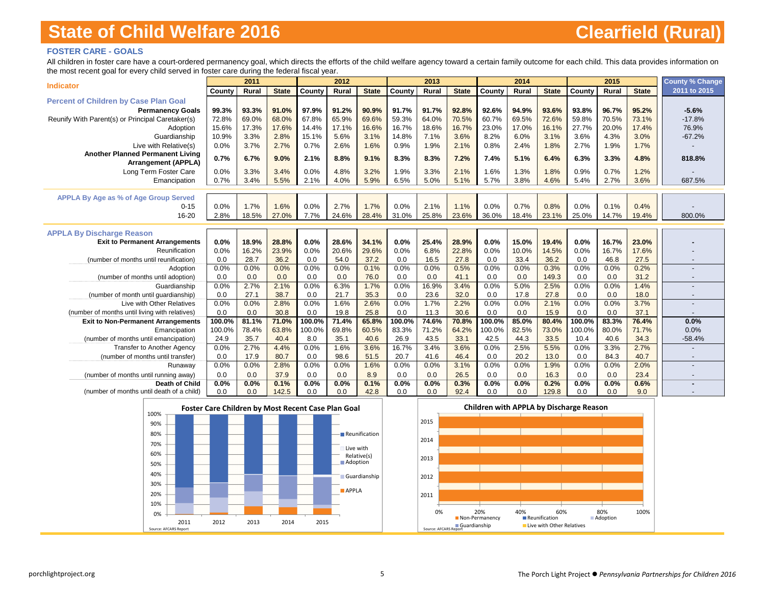# State of Child Welfare 2016 — Clearfield (Rural)

## FOSTER CARE - GOALS

All children in foster care have a court-ordered permanency goal, which directs the efforts of the child welfare agency toward a certain family outcome for each child. This data provides information on the most recent goal for every child served in foster care during the federal fiscal year.

| Indicator | 2011 | | | 2012 | | | 2013 | | | 2014 | | | 2015 | | | County % Change |
|---|---|---|---|---|---|---|---|---|---|---|---|---|---|---|---|---|
| | County | Rural | State | County | Rural | State | County | Rural | State | County | Rural | State | County | Rural | State | 2011 to 2015 |
| **Percent of Children by Case Plan Goal** | | | | | | | | | | | | | | | | |
| **Permanency Goals** | **99.3%** | **93.3%** | **91.0%** | **97.9%** | **91.2%** | **90.9%** | **91.7%** | **91.7%** | **92.8%** | **92.6%** | **94.9%** | **93.6%** | **93.8%** | **96.7%** | **95.2%** | **-5.6%** |
| Reunify With Parent(s) or Principal Caretaker(s) | 72.8% | 69.0% | 68.0% | 67.8% | 65.9% | 69.6% | 59.3% | 64.0% | 70.5% | 60.7% | 69.5% | 72.6% | 59.8% | 70.5% | 73.1% | -17.8% |
| Adoption | 15.6% | 17.3% | 17.6% | 14.4% | 17.1% | 16.6% | 16.7% | 18.6% | 16.7% | 23.0% | 17.0% | 16.1% | 27.7% | 20.0% | 17.4% | 76.9% |
| Guardianship | 10.9% | 3.3% | 2.8% | 15.1% | 5.6% | 3.1% | 14.8% | 7.1% | 3.6% | 8.2% | 6.0% | 3.1% | 3.6% | 4.3% | 3.0% | -67.2% |
| Live with Relative(s) | 0.0% | 3.7% | 2.7% | 0.7% | 2.6% | 1.6% | 0.9% | 1.9% | 2.1% | 0.8% | 2.4% | 1.8% | 2.7% | 1.9% | 1.7% | - |
| **Another Planned Permanent Living Arrangement (APPLA)** | **0.7%** | **6.7%** | **9.0%** | **2.1%** | **8.8%** | **9.1%** | **8.3%** | **8.3%** | **7.2%** | **7.4%** | **5.1%** | **6.4%** | **6.3%** | **3.3%** | **4.8%** | **818.8%** |
| Long Term Foster Care | 0.0% | 3.3% | 3.4% | 0.0% | 4.8% | 3.2% | 1.9% | 3.3% | 2.1% | 1.6% | 1.3% | 1.8% | 0.9% | 0.7% | 1.2% | - |
| Emancipation | 0.7% | 3.4% | 5.5% | 2.1% | 4.0% | 5.9% | 6.5% | 5.0% | 5.1% | 5.7% | 3.8% | 4.6% | 5.4% | 2.7% | 3.6% | 687.5% |
| **APPLA By Age as % of Age Group Served** | | | | | | | | | | | | | | | | |
| 0-15 | 0.0% | 1.7% | 1.6% | 0.0% | 2.7% | 1.7% | 0.0% | 2.1% | 1.1% | 0.0% | 0.7% | 0.8% | 0.0% | 0.1% | 0.4% | - |
| 16-20 | 2.8% | 18.5% | 27.0% | 7.7% | 24.6% | 28.4% | 31.0% | 25.8% | 23.6% | 36.0% | 18.4% | 23.1% | 25.0% | 14.7% | 19.4% | 800.0% |
| **APPLA By Discharge Reason** | | | | | | | | | | | | | | | | |
| **Exit to Permanent Arrangements** | **0.0%** | **18.9%** | **28.8%** | **0.0%** | **28.6%** | **34.1%** | **0.0%** | **25.4%** | **28.9%** | **0.0%** | **15.0%** | **19.4%** | **0.0%** | **16.7%** | **23.0%** | **-** |
| Reunification | 0.0% | 16.2% | 23.9% | 0.0% | 20.6% | 29.6% | 0.0% | 6.8% | 22.8% | 0.0% | 10.0% | 14.5% | 0.0% | 16.7% | 17.6% | - |
| (number of months until reunification) | 0.0 | 28.7 | 36.2 | 0.0 | 54.0 | 37.2 | 0.0 | 16.5 | 27.8 | 0.0 | 33.4 | 36.2 | 0.0 | 46.8 | 27.5 | - |
| Adoption | 0.0% | 0.0% | 0.0% | 0.0% | 0.0% | 0.1% | 0.0% | 0.0% | 0.5% | 0.0% | 0.0% | 0.3% | 0.0% | 0.0% | 0.2% | - |
| (number of months until adoption) | 0.0 | 0.0 | 0.0 | 0.0 | 0.0 | 76.0 | 0.0 | 0.0 | 41.1 | 0.0 | 0.0 | 149.3 | 0.0 | 0.0 | 31.2 | - |
| Guardianship | 0.0% | 2.7% | 2.1% | 0.0% | 6.3% | 1.7% | 0.0% | 16.9% | 3.4% | 0.0% | 5.0% | 2.5% | 0.0% | 0.0% | 1.4% | - |
| (number of month until guardianship) | 0.0 | 27.1 | 38.7 | 0.0 | 21.7 | 35.3 | 0.0 | 23.6 | 32.0 | 0.0 | 17.8 | 27.8 | 0.0 | 0.0 | 18.0 | - |
| Live with Other Relatives | 0.0% | 0.0% | 2.8% | 0.0% | 1.6% | 2.6% | 0.0% | 1.7% | 2.2% | 0.0% | 0.0% | 2.1% | 0.0% | 0.0% | 3.7% | - |
| (number of months until living with relatives) | 0.0 | 0.0 | 30.8 | 0.0 | 19.8 | 25.8 | 0.0 | 11.3 | 30.6 | 0.0 | 0.0 | 15.9 | 0.0 | 0.0 | 37.1 | - |
| **Exit to Non-Permanent Arrangements** | **100.0%** | **81.1%** | **71.0%** | **100.0%** | **71.4%** | **65.8%** | **100.0%** | **74.6%** | **70.8%** | **100.0%** | **85.0%** | **80.4%** | **100.0%** | **83.3%** | **76.4%** | **0.0%** |
| Emancipation | 100.0% | 78.4% | 63.8% | 100.0% | 69.8% | 60.5% | 83.3% | 71.2% | 64.2% | 100.0% | 82.5% | 73.0% | 100.0% | 80.0% | 71.7% | 0.0% |
| (number of months until emancipation) | 24.9 | 35.7 | 40.4 | 8.0 | 35.1 | 40.6 | 26.9 | 43.5 | 33.1 | 42.5 | 44.3 | 33.5 | 10.4 | 40.6 | 34.3 | -58.4% |
| Transfer to Another Agency | 0.0% | 2.7% | 4.4% | 0.0% | 1.6% | 3.6% | 16.7% | 3.4% | 3.6% | 0.0% | 2.5% | 5.5% | 0.0% | 3.3% | 2.7% | - |
| (number of months until transfer) | 0.0 | 17.9 | 80.7 | 0.0 | 98.6 | 51.5 | 20.7 | 41.6 | 46.4 | 0.0 | 20.2 | 13.0 | 0.0 | 84.3 | 40.7 | - |
| Runaway | 0.0% | 0.0% | 2.8% | 0.0% | 0.0% | 1.6% | 0.0% | 0.0% | 3.1% | 0.0% | 0.0% | 1.9% | 0.0% | 0.0% | 2.0% | - |
| (number of months until running away) | 0.0 | 0.0 | 37.9 | 0.0 | 0.0 | 8.9 | 0.0 | 0.0 | 26.5 | 0.0 | 0.0 | 16.3 | 0.0 | 0.0 | 23.4 | - |
| **Death of Child** | **0.0%** | **0.0%** | **0.1%** | **0.0%** | **0.0%** | **0.1%** | **0.0%** | **0.0%** | **0.3%** | **0.0%** | **0.0%** | **0.2%** | **0.0%** | **0.0%** | **0.6%** | **-** |
| (number of months until death of a child) | 0.0 | 0.0 | 142.5 | 0.0 | 0.0 | 42.8 | 0.0 | 0.0 | 92.4 | 0.0 | 0.0 | 129.8 | 0.0 | 0.0 | 9.0 | - |

**Foster Care Children by Most Recent Case Plan Goal**

Source: AFCARS Report

**Children with APPLA by Discharge Reason**

Source: AFCARS Report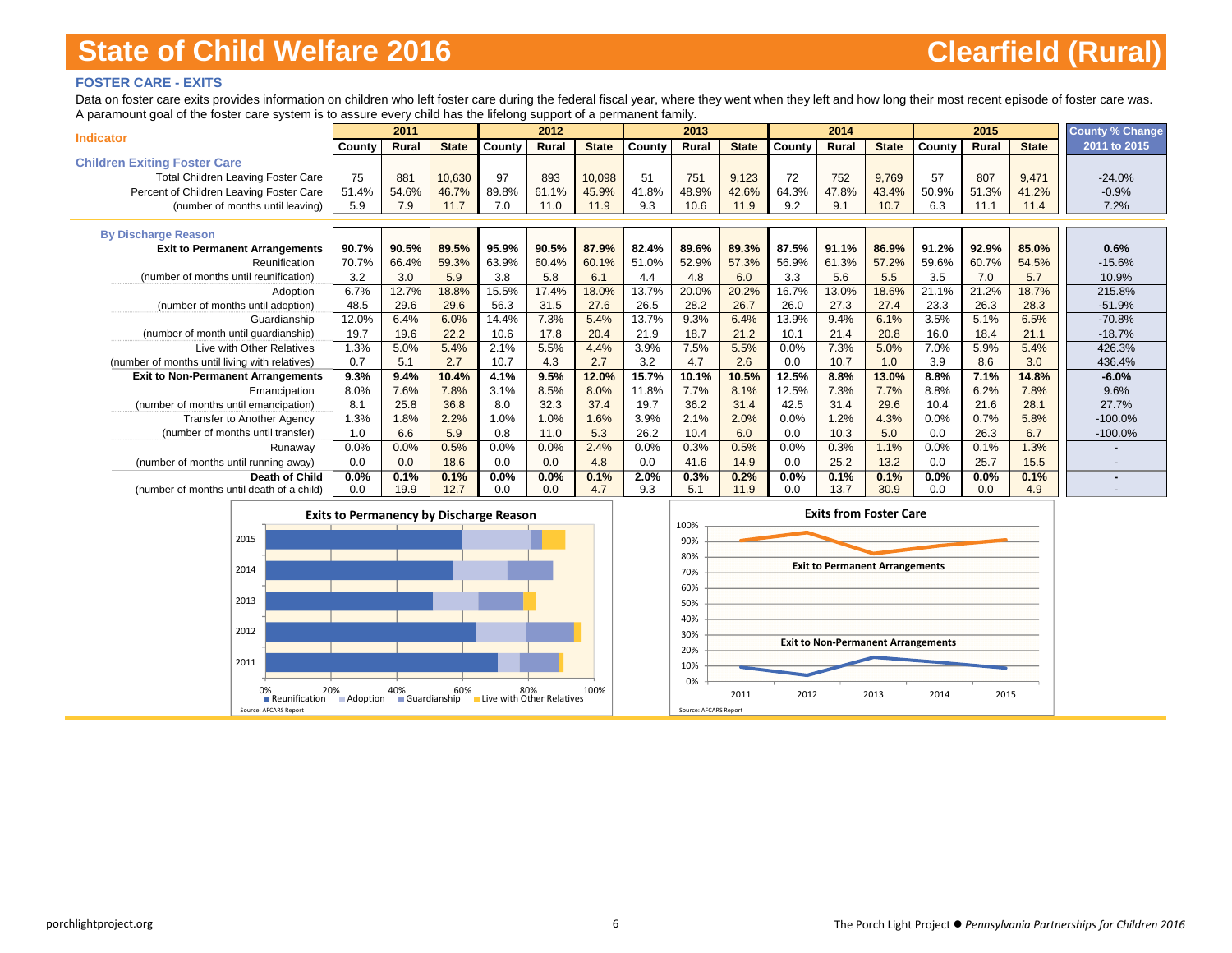# State of Child Welfare 2016 — Clearfield (Rural)

## FOSTER CARE - EXITS

Data on foster care exits provides information on children who left foster care during the federal fiscal year, where they went when they left and how long their most recent episode of foster care was. A paramount goal of the foster care system is to assure every child has the lifelong support of a permanent family.

| Indicator | 2011 | | | 2012 | | | 2013 | | | 2014 | | | 2015 | | | County % Change |
|---|---|---|---|---|---|---|---|---|---|---|---|---|---|---|---|---|
| | County | Rural | State | County | Rural | State | County | Rural | State | County | Rural | State | County | Rural | State | 2011 to 2015 |
| **Children Exiting Foster Care** | | | | | | | | | | | | | | | | |
| Total Children Leaving Foster Care | 75 | 881 | 10,630 | 97 | 893 | 10,098 | 51 | 751 | 9,123 | 72 | 752 | 9,769 | 57 | 807 | 9,471 | -24.0% |
| Percent of Children Leaving Foster Care | 51.4% | 54.6% | 46.7% | 89.8% | 61.1% | 45.9% | 41.8% | 48.9% | 42.6% | 64.3% | 47.8% | 43.4% | 50.9% | 51.3% | 41.2% | -0.9% |
| (number of months until leaving) | 5.9 | 7.9 | 11.7 | 7.0 | 11.0 | 11.9 | 9.3 | 10.6 | 11.9 | 9.2 | 9.1 | 10.7 | 6.3 | 11.1 | 11.4 | 7.2% |
| **By Discharge Reason** | | | | | | | | | | | | | | | | |
| **Exit to Permanent Arrangements** | **90.7%** | **90.5%** | **89.5%** | **95.9%** | **90.5%** | **87.9%** | **82.4%** | **89.6%** | **89.3%** | **87.5%** | **91.1%** | **86.9%** | **91.2%** | **92.9%** | **85.0%** | **0.6%** |
| Reunification | 70.7% | 66.4% | 59.3% | 63.9% | 60.4% | 60.1% | 51.0% | 52.9% | 57.3% | 56.9% | 61.3% | 57.2% | 59.6% | 60.7% | 54.5% | -15.6% |
| (number of months until reunification) | 3.2 | 3.0 | 5.9 | 3.8 | 5.8 | 6.1 | 4.4 | 4.8 | 6.0 | 3.3 | 5.6 | 5.5 | 3.5 | 7.0 | 5.7 | 10.9% |
| Adoption | 6.7% | 12.7% | 18.8% | 15.5% | 17.4% | 18.0% | 13.7% | 20.0% | 20.2% | 16.7% | 13.0% | 18.6% | 21.1% | 21.2% | 18.7% | 215.8% |
| (number of months until adoption) | 48.5 | 29.6 | 29.6 | 56.3 | 31.5 | 27.6 | 26.5 | 28.2 | 26.7 | 26.0 | 27.3 | 27.4 | 23.3 | 26.3 | 28.3 | -51.9% |
| Guardianship | 12.0% | 6.4% | 6.0% | 14.4% | 7.3% | 5.4% | 13.7% | 9.3% | 6.4% | 13.9% | 9.4% | 6.1% | 3.5% | 5.1% | 6.5% | -70.8% |
| (number of month until guardianship) | 19.7 | 19.6 | 22.2 | 10.6 | 17.8 | 20.4 | 21.9 | 18.7 | 21.2 | 10.1 | 21.4 | 20.8 | 16.0 | 18.4 | 21.1 | -18.7% |
| Live with Other Relatives | 1.3% | 5.0% | 5.4% | 2.1% | 5.5% | 4.4% | 3.9% | 7.5% | 5.5% | 0.0% | 7.3% | 5.0% | 7.0% | 5.9% | 5.4% | 426.3% |
| (number of months until living with relatives) | 0.7 | 5.1 | 2.7 | 10.7 | 4.3 | 2.7 | 3.2 | 4.7 | 2.6 | 0.0 | 10.7 | 1.0 | 3.9 | 8.6 | 3.0 | 436.4% |
| **Exit to Non-Permanent Arrangements** | **9.3%** | **9.4%** | **10.4%** | **4.1%** | **9.5%** | **12.0%** | **15.7%** | **10.1%** | **10.5%** | **12.5%** | **8.8%** | **13.0%** | **8.8%** | **7.1%** | **14.8%** | **-6.0%** |
| Emancipation | 8.0% | 7.6% | 7.8% | 3.1% | 8.5% | 8.0% | 11.8% | 7.7% | 8.1% | 12.5% | 7.3% | 7.7% | 8.8% | 6.2% | 7.8% | 9.6% |
| (number of months until emancipation) | 8.1 | 25.8 | 36.8 | 8.0 | 32.3 | 37.4 | 19.7 | 36.2 | 31.4 | 42.5 | 31.4 | 29.6 | 10.4 | 21.6 | 28.1 | 27.7% |
| Transfer to Another Agency | 1.3% | 1.8% | 2.2% | 1.0% | 1.0% | 1.6% | 3.9% | 2.1% | 2.0% | 0.0% | 1.2% | 4.3% | 0.0% | 0.7% | 5.8% | -100.0% |
| (number of months until transfer) | 1.0 | 6.6 | 5.9 | 0.8 | 11.0 | 5.3 | 26.2 | 10.4 | 6.0 | 0.0 | 10.3 | 5.0 | 0.0 | 26.3 | 6.7 | -100.0% |
| Runaway | 0.0% | 0.0% | 0.5% | 0.0% | 0.0% | 2.4% | 0.0% | 0.3% | 0.5% | 0.0% | 0.3% | 1.1% | 0.0% | 0.1% | 1.3% | - |
| (number of months until running away) | 0.0 | 0.0 | 18.6 | 0.0 | 0.0 | 4.8 | 0.0 | 41.6 | 14.9 | 0.0 | 25.2 | 13.2 | 0.0 | 25.7 | 15.5 | - |
| **Death of Child** | **0.0%** | **0.1%** | **0.1%** | **0.0%** | **0.0%** | **0.1%** | **2.0%** | **0.3%** | **0.2%** | **0.0%** | **0.1%** | **0.1%** | **0.0%** | **0.0%** | **0.1%** | **-** |
| (number of months until death of a child) | 0.0 | 19.9 | 12.7 | 0.0 | 0.0 | 4.7 | 9.3 | 5.1 | 11.9 | 0.0 | 13.7 | 30.9 | 0.0 | 0.0 | 4.9 | - |

**Exits to Permanency by Discharge Reason**

Legend: Reunification, Adoption, Guardianship, Live with Other Relatives

Source: AFCARS Report

**Exits from Foster Care**

Exit to Permanent Arrangements; Exit to Non-Permanent Arrangements

Source: AFCARS Report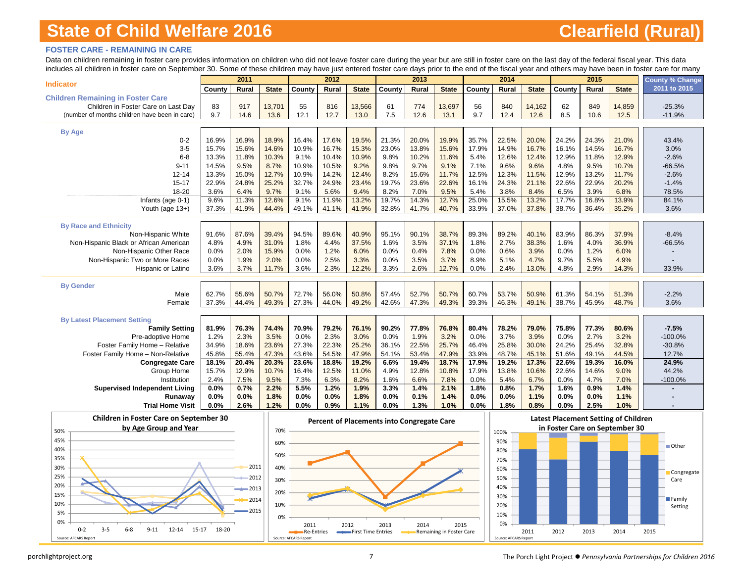# State of Child Welfare 2016 — Clearfield (Rural)

## FOSTER CARE - REMAINING IN CARE

Data on children remaining in foster care provides information on children who did not leave foster care during the year but are still in foster care on the last day of the federal fiscal year. This data includes all children in foster care on September 30. Some of these children may have just entered foster care days prior to the end of the fiscal year and others may have been in foster care for many

| Indicator | 2011 | | | 2012 | | | 2013 | | | 2014 | | | 2015 | | | County % Change 2011 to 2015 |
|---|---|---|---|---|---|---|---|---|---|---|---|---|---|---|---|---|
| | County | Rural | State | County | Rural | State | County | Rural | State | County | Rural | State | County | Rural | State | |
| **Children Remaining in Foster Care** | | | | | | | | | | | | | | | | |
| Children in Foster Care on Last Day | 83 | 917 | 13,701 | 55 | 816 | 13,566 | 61 | 774 | 13,697 | 56 | 840 | 14,162 | 62 | 849 | 14,859 | -25.3% |
| (number of months children have been in care) | 9.7 | 14.6 | 13.6 | 12.1 | 12.7 | 13.0 | 7.5 | 12.6 | 13.1 | 9.7 | 12.4 | 12.6 | 8.5 | 10.6 | 12.5 | -11.9% |
| **By Age** | | | | | | | | | | | | | | | | |
| 0-2 | 16.9% | 16.9% | 18.9% | 16.4% | 17.6% | 19.5% | 21.3% | 20.0% | 19.9% | 35.7% | 22.5% | 20.0% | 24.2% | 24.3% | 21.0% | 43.4% |
| 3-5 | 15.7% | 15.6% | 14.6% | 10.9% | 16.7% | 15.3% | 23.0% | 13.8% | 15.6% | 17.9% | 14.9% | 16.7% | 16.1% | 14.5% | 16.7% | 3.0% |
| 6-8 | 13.3% | 11.8% | 10.3% | 9.1% | 10.4% | 10.9% | 9.8% | 10.2% | 11.6% | 5.4% | 12.6% | 12.4% | 12.9% | 11.8% | 12.9% | -2.6% |
| 9-11 | 14.5% | 9.5% | 8.7% | 10.9% | 10.5% | 9.2% | 9.8% | 9.7% | 9.1% | 7.1% | 9.6% | 9.6% | 4.8% | 9.5% | 10.7% | -66.5% |
| 12-14 | 13.3% | 15.0% | 12.7% | 10.9% | 14.2% | 12.4% | 8.2% | 15.6% | 11.7% | 12.5% | 12.3% | 11.5% | 12.9% | 13.2% | 11.7% | -2.6% |
| 15-17 | 22.9% | 24.8% | 25.2% | 32.7% | 24.9% | 23.4% | 19.7% | 23.6% | 22.6% | 16.1% | 24.3% | 21.1% | 22.6% | 22.9% | 20.2% | -1.4% |
| 18-20 | 3.6% | 6.4% | 9.7% | 9.1% | 5.6% | 9.4% | 8.2% | 7.0% | 9.5% | 5.4% | 3.8% | 8.4% | 6.5% | 3.9% | 6.8% | 78.5% |
| Infants (age 0-1) | 9.6% | 11.3% | 12.6% | 9.1% | 11.9% | 13.2% | 19.7% | 14.3% | 12.7% | 25.0% | 15.5% | 13.2% | 17.7% | 16.8% | 13.9% | 84.1% |
| Youth (age 13+) | 37.3% | 41.9% | 44.4% | 49.1% | 41.1% | 41.9% | 32.8% | 41.7% | 40.7% | 33.9% | 37.0% | 37.8% | 38.7% | 36.4% | 35.2% | 3.6% |
| **By Race and Ethnicity** | | | | | | | | | | | | | | | | |
| Non-Hispanic White | 91.6% | 87.6% | 39.4% | 94.5% | 89.6% | 40.9% | 95.1% | 90.1% | 38.7% | 89.3% | 89.2% | 40.1% | 83.9% | 86.3% | 37.9% | -8.4% |
| Non-Hispanic Black or African American | 4.8% | 4.9% | 31.0% | 1.8% | 4.4% | 37.5% | 1.6% | 3.5% | 37.1% | 1.8% | 2.7% | 38.3% | 1.6% | 4.0% | 36.9% | -66.5% |
| Non-Hispanic Other Race | 0.0% | 2.0% | 15.9% | 0.0% | 1.2% | 6.0% | 0.0% | 0.4% | 7.8% | 0.0% | 0.6% | 3.9% | 0.0% | 1.2% | 6.0% | - |
| Non-Hispanic Two or More Races | 0.0% | 1.9% | 2.0% | 0.0% | 2.5% | 3.3% | 0.0% | 3.5% | 3.7% | 8.9% | 5.1% | 4.7% | 9.7% | 5.5% | 4.9% | - |
| Hispanic or Latino | 3.6% | 3.7% | 11.7% | 3.6% | 2.3% | 12.2% | 3.3% | 2.6% | 12.7% | 0.0% | 2.4% | 13.0% | 4.8% | 2.9% | 14.3% | 33.9% |
| **By Gender** | | | | | | | | | | | | | | | | |
| Male | 62.7% | 55.6% | 50.7% | 72.7% | 56.0% | 50.8% | 57.4% | 52.7% | 50.7% | 60.7% | 53.7% | 50.9% | 61.3% | 54.1% | 51.3% | -2.2% |
| Female | 37.3% | 44.4% | 49.3% | 27.3% | 44.0% | 49.2% | 42.6% | 47.3% | 49.3% | 39.3% | 46.3% | 49.1% | 38.7% | 45.9% | 48.7% | 3.6% |
| **By Latest Placement Setting** | | | | | | | | | | | | | | | | |
| **Family Setting** | **81.9%** | **76.3%** | **74.4%** | **70.9%** | **79.2%** | **76.1%** | **90.2%** | **77.8%** | **76.8%** | **80.4%** | **78.2%** | **79.0%** | **75.8%** | **77.3%** | **80.6%** | **-7.5%** |
| Pre-adoptive Home | 1.2% | 2.3% | 3.5% | 0.0% | 2.3% | 3.0% | 0.0% | 1.9% | 3.2% | 0.0% | 3.7% | 3.9% | 0.0% | 2.7% | 3.2% | -100.0% |
| Foster Family Home – Relative | 34.9% | 18.6% | 23.6% | 27.3% | 22.3% | 25.2% | 36.1% | 22.5% | 25.7% | 46.4% | 25.8% | 30.0% | 24.2% | 25.4% | 32.8% | -30.8% |
| Foster Family Home – Non-Relative | 45.8% | 55.4% | 47.3% | 43.6% | 54.5% | 47.9% | 54.1% | 53.4% | 47.9% | 33.9% | 48.7% | 45.1% | 51.6% | 49.1% | 44.5% | 12.7% |
| **Congregate Care** | **18.1%** | **20.4%** | **20.3%** | **23.6%** | **18.8%** | **19.2%** | **6.6%** | **19.4%** | **18.7%** | **17.9%** | **19.2%** | **17.3%** | **22.6%** | **19.3%** | **16.0%** | **24.9%** |
| Group Home | 15.7% | 12.9% | 10.7% | 16.4% | 12.5% | 11.0% | 4.9% | 12.8% | 10.8% | 17.9% | 13.8% | 10.6% | 22.6% | 14.6% | 9.0% | 44.2% |
| Institution | 2.4% | 7.5% | 9.5% | 7.3% | 6.3% | 8.2% | 1.6% | 6.6% | 7.8% | 0.0% | 5.4% | 6.7% | 0.0% | 4.7% | 7.0% | -100.0% |
| **Supervised Independent Living** | **0.0%** | **0.7%** | **2.2%** | **5.5%** | **1.2%** | **1.9%** | **3.3%** | **1.4%** | **2.1%** | **1.8%** | **0.8%** | **1.7%** | **1.6%** | **0.9%** | **1.4%** | **-** |
| **Runaway** | **0.0%** | **0.0%** | **1.8%** | **0.0%** | **0.0%** | **1.8%** | **0.0%** | **0.1%** | **1.4%** | **0.0%** | **0.0%** | **1.1%** | **0.0%** | **0.0%** | **1.1%** | **-** |
| **Trial Home Visit** | **0.0%** | **2.6%** | **1.2%** | **0.0%** | **0.9%** | **1.1%** | **0.0%** | **1.3%** | **1.0%** | **0.0%** | **1.8%** | **0.8%** | **0.0%** | **2.5%** | **1.0%** | **-** |

**Children in Foster Care on September 30 by Age Group and Year**

Source: AFCARS Report

**Percent of Placements into Congregate Care**

Source: AFCARS Report

**Latest Placement Setting of Children in Foster Care on September 30**

Source: AFCARS Report

porchlightproject.org | The Porch Light Project ● *Pennsylvania Partnerships for Children 2016*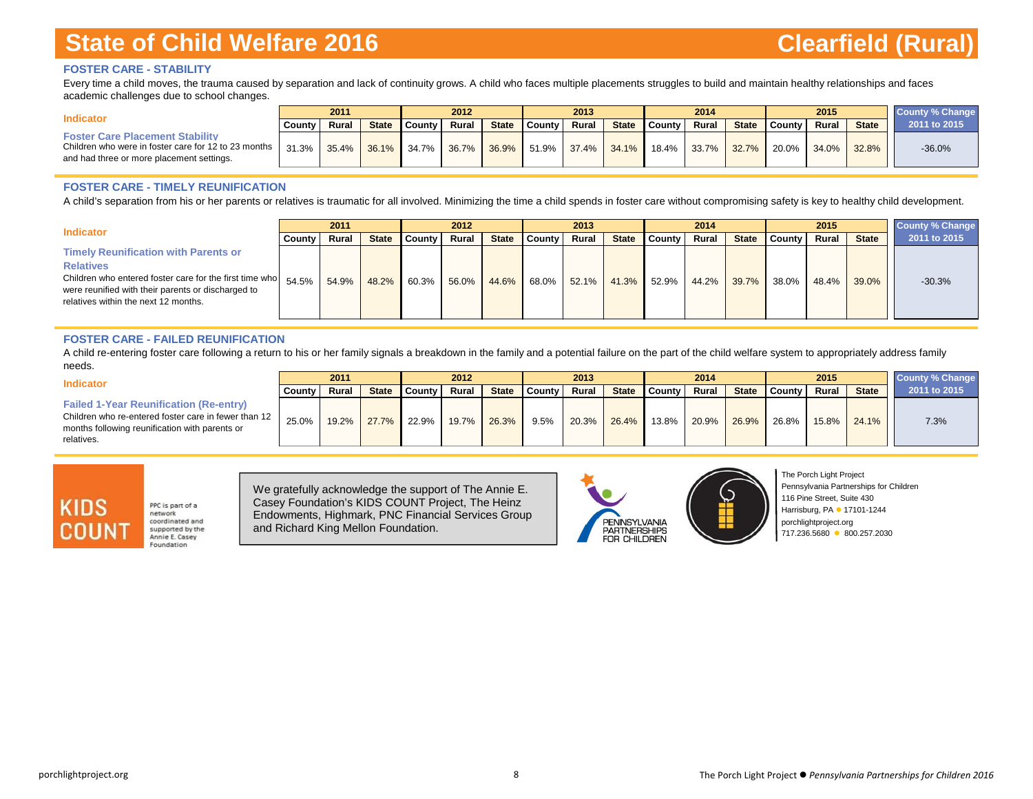# State of Child Welfare 2016 — Clearfield (Rural)

## FOSTER CARE - STABILITY

Every time a child moves, the trauma caused by separation and lack of continuity grows. A child who faces multiple placements struggles to build and maintain healthy relationships and faces academic challenges due to school changes.

| Indicator | 2011 | | | 2012 | | | 2013 | | | 2014 | | | 2015 | | | County % Change 2011 to 2015 |
|---|---|---|---|---|---|---|---|---|---|---|---|---|---|---|---|---|
| | County | Rural | State | County | Rural | State | County | Rural | State | County | Rural | State | County | Rural | State | |
| **Foster Care Placement Stability** Children who were in foster care for 12 to 23 months and had three or more placement settings. | 31.3% | 35.4% | 36.1% | 34.7% | 36.7% | 36.9% | 51.9% | 37.4% | 34.1% | 18.4% | 33.7% | 32.7% | 20.0% | 34.0% | 32.8% | -36.0% |

## FOSTER CARE - TIMELY REUNIFICATION

A child's separation from his or her parents or relatives is traumatic for all involved. Minimizing the time a child spends in foster care without compromising safety is key to healthy child development.

| Indicator | 2011 | | | 2012 | | | 2013 | | | 2014 | | | 2015 | | | County % Change 2011 to 2015 |
|---|---|---|---|---|---|---|---|---|---|---|---|---|---|---|---|---|
| | County | Rural | State | County | Rural | State | County | Rural | State | County | Rural | State | County | Rural | State | |
| **Timely Reunification with Parents or Relatives** Children who entered foster care for the first time who were reunified with their parents or discharged to relatives within the next 12 months. | 54.5% | 54.9% | 48.2% | 60.3% | 56.0% | 44.6% | 68.0% | 52.1% | 41.3% | 52.9% | 44.2% | 39.7% | 38.0% | 48.4% | 39.0% | -30.3% |

## FOSTER CARE - FAILED REUNIFICATION

A child re-entering foster care following a return to his or her family signals a breakdown in the family and a potential failure on the part of the child welfare system to appropriately address family needs.

| Indicator | 2011 | | | 2012 | | | 2013 | | | 2014 | | | 2015 | | | County % Change 2011 to 2015 |
|---|---|---|---|---|---|---|---|---|---|---|---|---|---|---|---|---|
| | County | Rural | State | County | Rural | State | County | Rural | State | County | Rural | State | County | Rural | State | |
| **Failed 1-Year Reunification (Re-entry)** Children who re-entered foster care in fewer than 12 months following reunification with parents or relatives. | 25.0% | 19.2% | 27.7% | 22.9% | 19.7% | 26.3% | 9.5% | 20.3% | 26.4% | 13.8% | 20.9% | 26.9% | 26.8% | 15.8% | 24.1% | 7.3% |

KIDS COUNT

PPC is part of a network coordinated and supported by the Annie E. Casey Foundation

We gratefully acknowledge the support of The Annie E. Casey Foundation's KIDS COUNT Project, The Heinz Endowments, Highmark, PNC Financial Services Group and Richard King Mellon Foundation.

PENNSYLVANIA PARTNERSHIPS FOR CHILDREN

The Porch Light Project
Pennsylvania Partnerships for Children
116 Pine Street, Suite 430
Harrisburg, PA • 17101-1244
porchlightproject.org
717.236.5680 • 800.257.2030